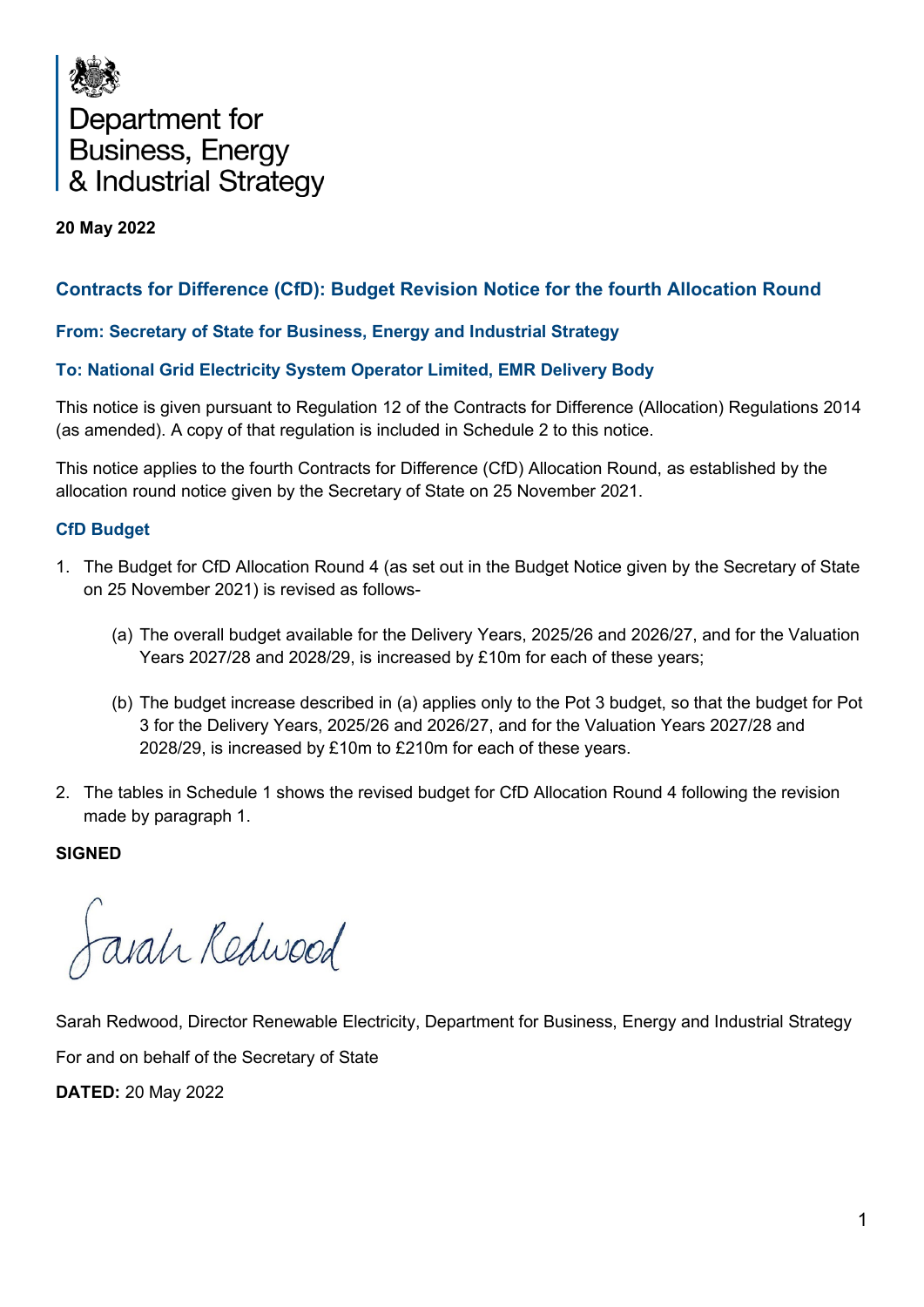Department for Business, Energy & Industrial Strategy

**20 May 2022**

## Contracts for Difference (CfD): Budget Revision Notice for the fourth Allocation Round

### From: Secretary of State for Business, Energy and Industrial Strategy

### To: National Grid Electricity System Operator Limited, EMR Delivery Body

This notice is given pursuant to Regulation 12 of the Contracts for Difference (Allocation) Regulations 2014 (as amended). A copy of that regulation is included in Schedule 2 to this notice.

This notice applies to the fourth Contracts for Difference (CfD) Allocation Round, as established by the allocation round notice given by the Secretary of State on 25 November 2021.

### CfD Budget

1. The Budget for CfD Allocation Round 4 (as set out in the Budget Notice given by the Secretary of State on 25 November 2021) is revised as follows-

   (a) The overall budget available for the Delivery Years, 2025/26 and 2026/27, and for the Valuation Years 2027/28 and 2028/29, is increased by £10m for each of these years;

   (b) The budget increase described in (a) applies only to the Pot 3 budget, so that the budget for Pot 3 for the Delivery Years, 2025/26 and 2026/27, and for the Valuation Years 2027/28 and 2028/29, is increased by £10m to £210m for each of these years.

2. The tables in Schedule 1 shows the revised budget for CfD Allocation Round 4 following the revision made by paragraph 1.

**SIGNED**

Sarah Redwood

Sarah Redwood, Director Renewable Electricity, Department for Business, Energy and Industrial Strategy

For and on behalf of the Secretary of State

**DATED:** 20 May 2022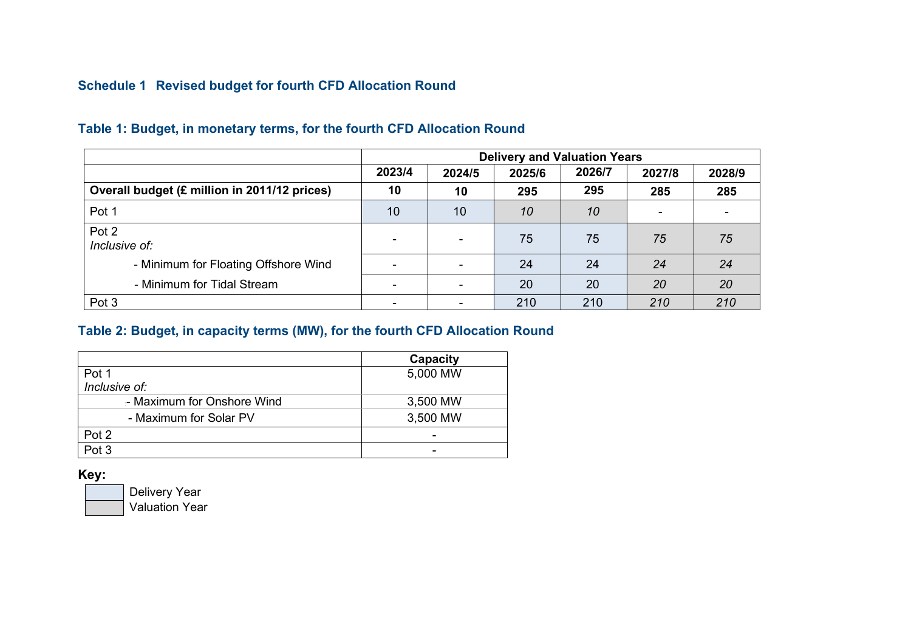## Schedule 1 Revised budget for fourth CFD Allocation Round

### Table 1: Budget, in monetary terms, for the fourth CFD Allocation Round

| | Delivery and Valuation Years | | | | | |
|---|---|---|---|---|---|---|
| | **2023/4** | **2024/5** | **2025/6** | **2026/7** | **2027/8** | **2028/9** |
| **Overall budget (£ million in 2011/12 prices)** | **10** | **10** | **295** | **295** | **285** | **285** |
| Pot 1 | 10 | 10 | *10* | *10* | - | - |
| Pot 2 *Inclusive of:* | - | - | 75 | 75 | *75* | *75* |
| - Minimum for Floating Offshore Wind | - | - | 24 | 24 | *24* | *24* |
| - Minimum for Tidal Stream | - | - | 20 | 20 | *20* | *20* |
| Pot 3 | - | - | 210 | 210 | *210* | *210* |

### Table 2: Budget, in capacity terms (MW), for the fourth CFD Allocation Round

| | Capacity |
|---|---|
| Pot 1 *Inclusive of:* | 5,000 MW |
| - Maximum for Onshore Wind | 3,500 MW |
| - Maximum for Solar PV | 3,500 MW |
| Pot 2 | - |
| Pot 3 | - |

**Key:**

- Delivery Year
- Valuation Year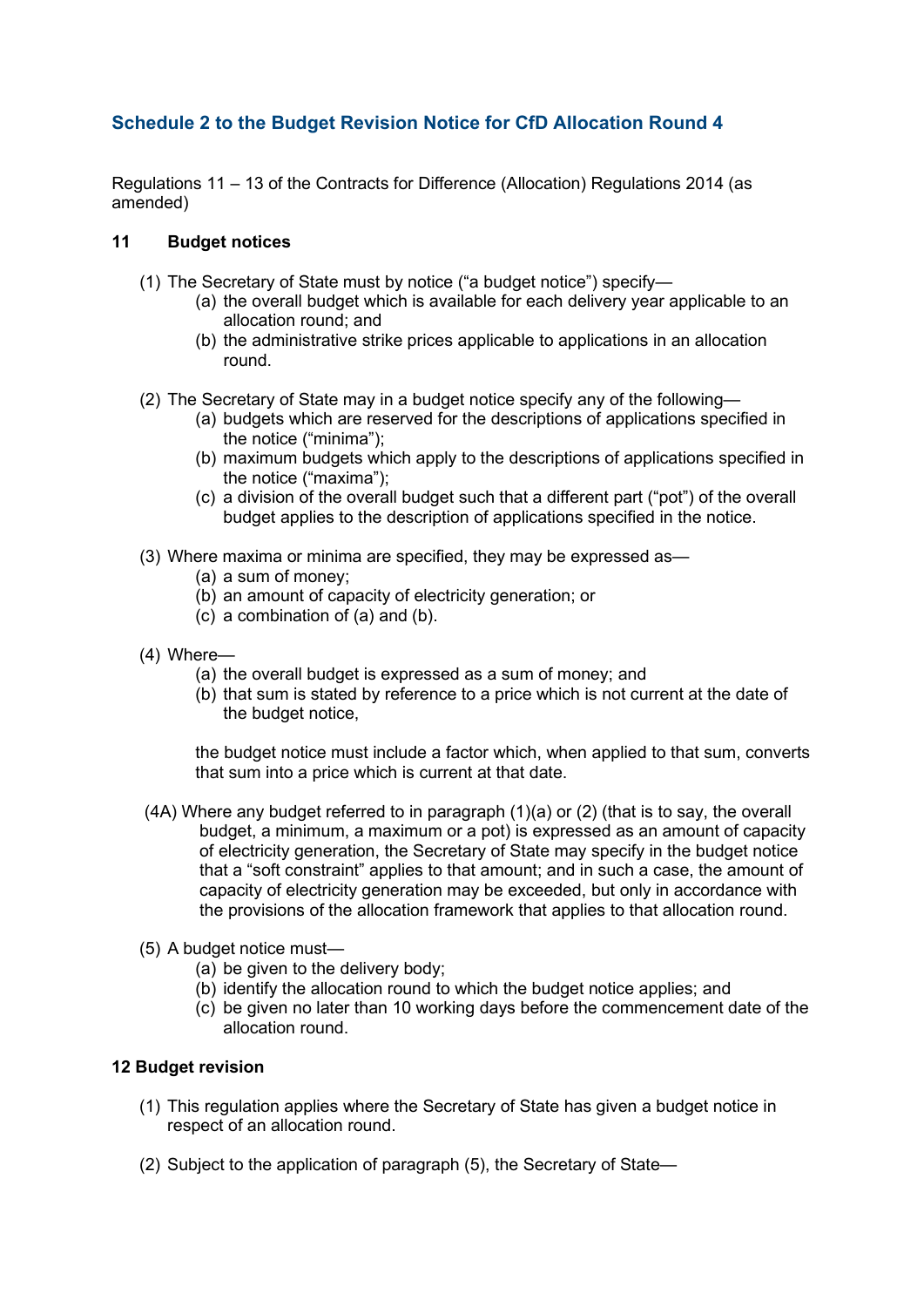## Schedule 2 to the Budget Revision Notice for CfD Allocation Round 4

Regulations 11 – 13 of the Contracts for Difference (Allocation) Regulations 2014 (as amended)

### 11 Budget notices

(1) The Secretary of State must by notice ("a budget notice") specify—

- (a) the overall budget which is available for each delivery year applicable to an allocation round; and
- (b) the administrative strike prices applicable to applications in an allocation round.

(2) The Secretary of State may in a budget notice specify any of the following—

- (a) budgets which are reserved for the descriptions of applications specified in the notice ("minima");
- (b) maximum budgets which apply to the descriptions of applications specified in the notice ("maxima");
- (c) a division of the overall budget such that a different part ("pot") of the overall budget applies to the description of applications specified in the notice.

(3) Where maxima or minima are specified, they may be expressed as—

- (a) a sum of money;
- (b) an amount of capacity of electricity generation; or
- (c) a combination of (a) and (b).

(4) Where—

- (a) the overall budget is expressed as a sum of money; and
- (b) that sum is stated by reference to a price which is not current at the date of the budget notice,

the budget notice must include a factor which, when applied to that sum, converts that sum into a price which is current at that date.

(4A) Where any budget referred to in paragraph (1)(a) or (2) (that is to say, the overall budget, a minimum, a maximum or a pot) is expressed as an amount of capacity of electricity generation, the Secretary of State may specify in the budget notice that a "soft constraint" applies to that amount; and in such a case, the amount of capacity of electricity generation may be exceeded, but only in accordance with the provisions of the allocation framework that applies to that allocation round.

(5) A budget notice must—

- (a) be given to the delivery body;
- (b) identify the allocation round to which the budget notice applies; and
- (c) be given no later than 10 working days before the commencement date of the allocation round.

### 12 Budget revision

(1) This regulation applies where the Secretary of State has given a budget notice in respect of an allocation round.

(2) Subject to the application of paragraph (5), the Secretary of State—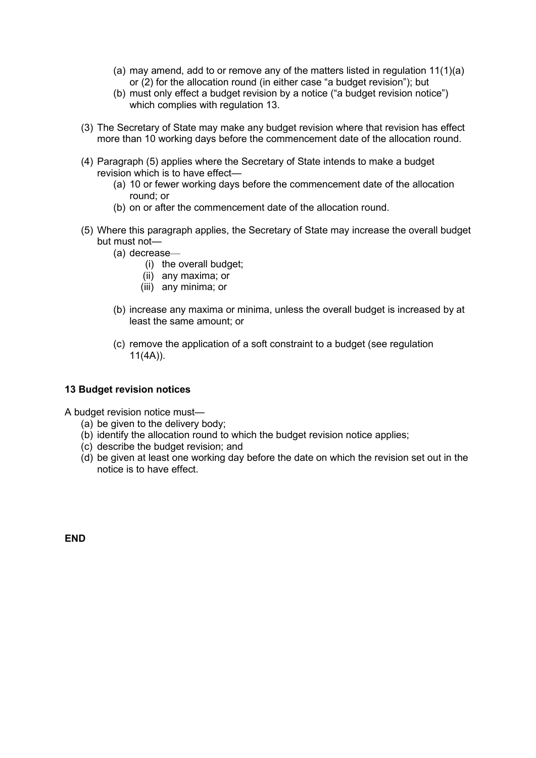(a) may amend, add to or remove any of the matters listed in regulation 11(1)(a) or (2) for the allocation round (in either case "a budget revision"); but

(b) must only effect a budget revision by a notice ("a budget revision notice") which complies with regulation 13.

(3) The Secretary of State may make any budget revision where that revision has effect more than 10 working days before the commencement date of the allocation round.

(4) Paragraph (5) applies where the Secretary of State intends to make a budget revision which is to have effect—

(a) 10 or fewer working days before the commencement date of the allocation round; or

(b) on or after the commencement date of the allocation round.

(5) Where this paragraph applies, the Secretary of State may increase the overall budget but must not—

(a) decrease—

(i) the overall budget;

(ii) any maxima; or

(iii) any minima; or

(b) increase any maxima or minima, unless the overall budget is increased by at least the same amount; or

(c) remove the application of a soft constraint to a budget (see regulation 11(4A)).

**13 Budget revision notices**

A budget revision notice must—

(a) be given to the delivery body;

(b) identify the allocation round to which the budget revision notice applies;

(c) describe the budget revision; and

(d) be given at least one working day before the date on which the revision set out in the notice is to have effect.

**END**